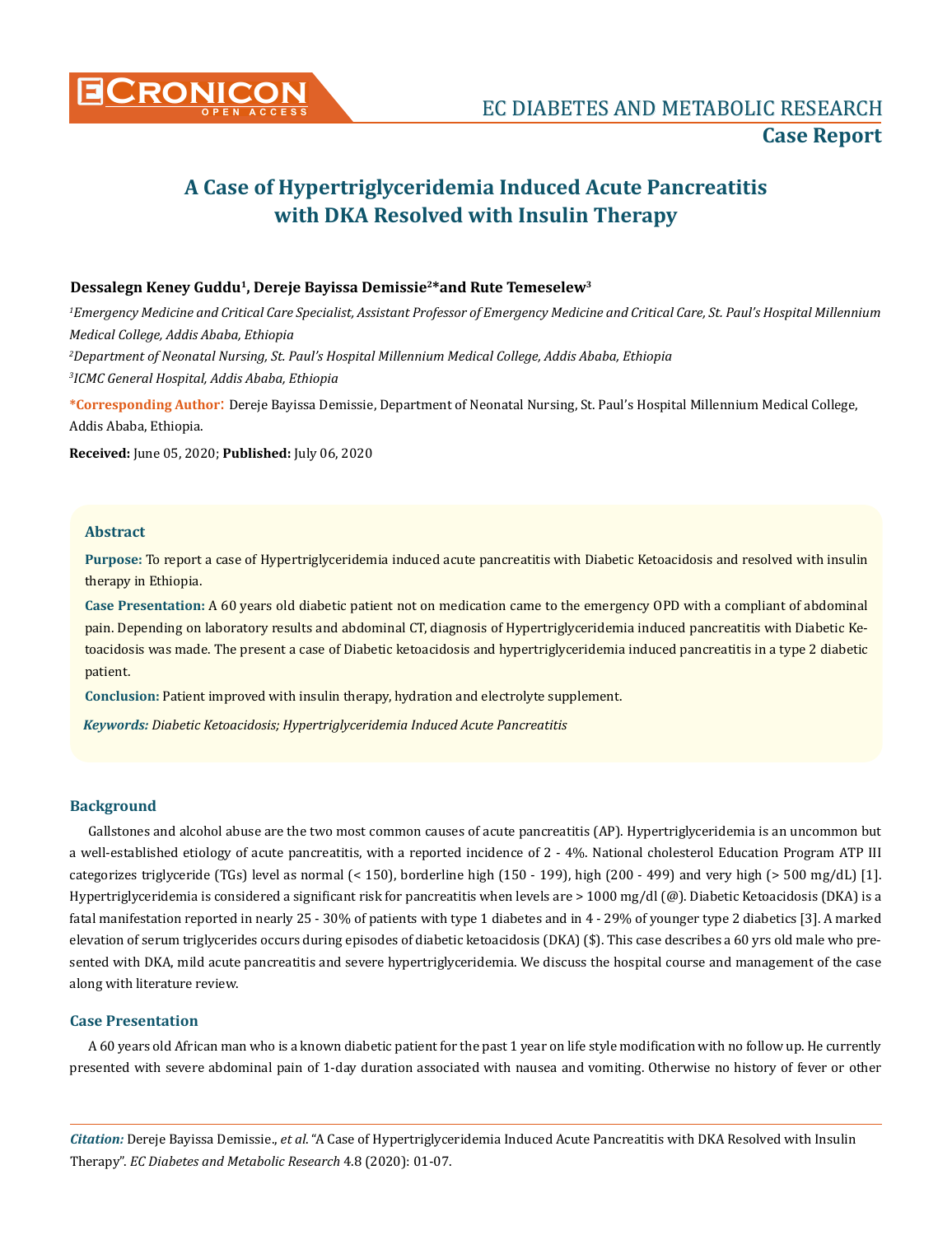# A Case of Hypertriglyceridemia Induced Acute Pancreatitis with DKA Resolved with Insulin Therapy

**Dessalegn Keney Guddu[1], Dereje Bayissa Demissie[2]\*and Rute Temeselew[3]**

*[1]Emergency Medicine and Critical Care Specialist, Assistant Professor of Emergency Medicine and Critical Care, St. Paul's Hospital Millennium Medical College, Addis Ababa, Ethiopia*

*[2]Department of Neonatal Nursing, St. Paul's Hospital Millennium Medical College, Addis Ababa, Ethiopia*

*[3]ICMC General Hospital, Addis Ababa, Ethiopia*

**\*Corresponding Author:** Dereje Bayissa Demissie, Department of Neonatal Nursing, St. Paul's Hospital Millennium Medical College, Addis Ababa, Ethiopia.

**Received:** June 05, 2020; **Published:** July 06, 2020

## Abstract

**Purpose:** To report a case of Hypertriglyceridemia induced acute pancreatitis with Diabetic Ketoacidosis and resolved with insulin therapy in Ethiopia.

**Case Presentation:** A 60 years old diabetic patient not on medication came to the emergency OPD with a compliant of abdominal pain. Depending on laboratory results and abdominal CT, diagnosis of Hypertriglyceridemia induced pancreatitis with Diabetic Ketoacidosis was made. The present a case of Diabetic ketoacidosis and hypertriglyceridemia induced pancreatitis in a type 2 diabetic patient.

**Conclusion:** Patient improved with insulin therapy, hydration and electrolyte supplement.

***Keywords:*** *Diabetic Ketoacidosis; Hypertriglyceridemia Induced Acute Pancreatitis*

## Background

Gallstones and alcohol abuse are the two most common causes of acute pancreatitis (AP). Hypertriglyceridemia is an uncommon but a well-established etiology of acute pancreatitis, with a reported incidence of 2 - 4%. National cholesterol Education Program ATP III categorizes triglyceride (TGs) level as normal (< 150), borderline high (150 - 199), high (200 - 499) and very high (> 500 mg/dL) [1]. Hypertriglyceridemia is considered a significant risk for pancreatitis when levels are > 1000 mg/dl (@). Diabetic Ketoacidosis (DKA) is a fatal manifestation reported in nearly 25 - 30% of patients with type 1 diabetes and in 4 - 29% of younger type 2 diabetics [3]. A marked elevation of serum triglycerides occurs during episodes of diabetic ketoacidosis (DKA) ($). This case describes a 60 yrs old male who presented with DKA, mild acute pancreatitis and severe hypertriglyceridemia. We discuss the hospital course and management of the case along with literature review.

## Case Presentation

A 60 years old African man who is a known diabetic patient for the past 1 year on life style modification with no follow up. He currently presented with severe abdominal pain of 1-day duration associated with nausea and vomiting. Otherwise no history of fever or other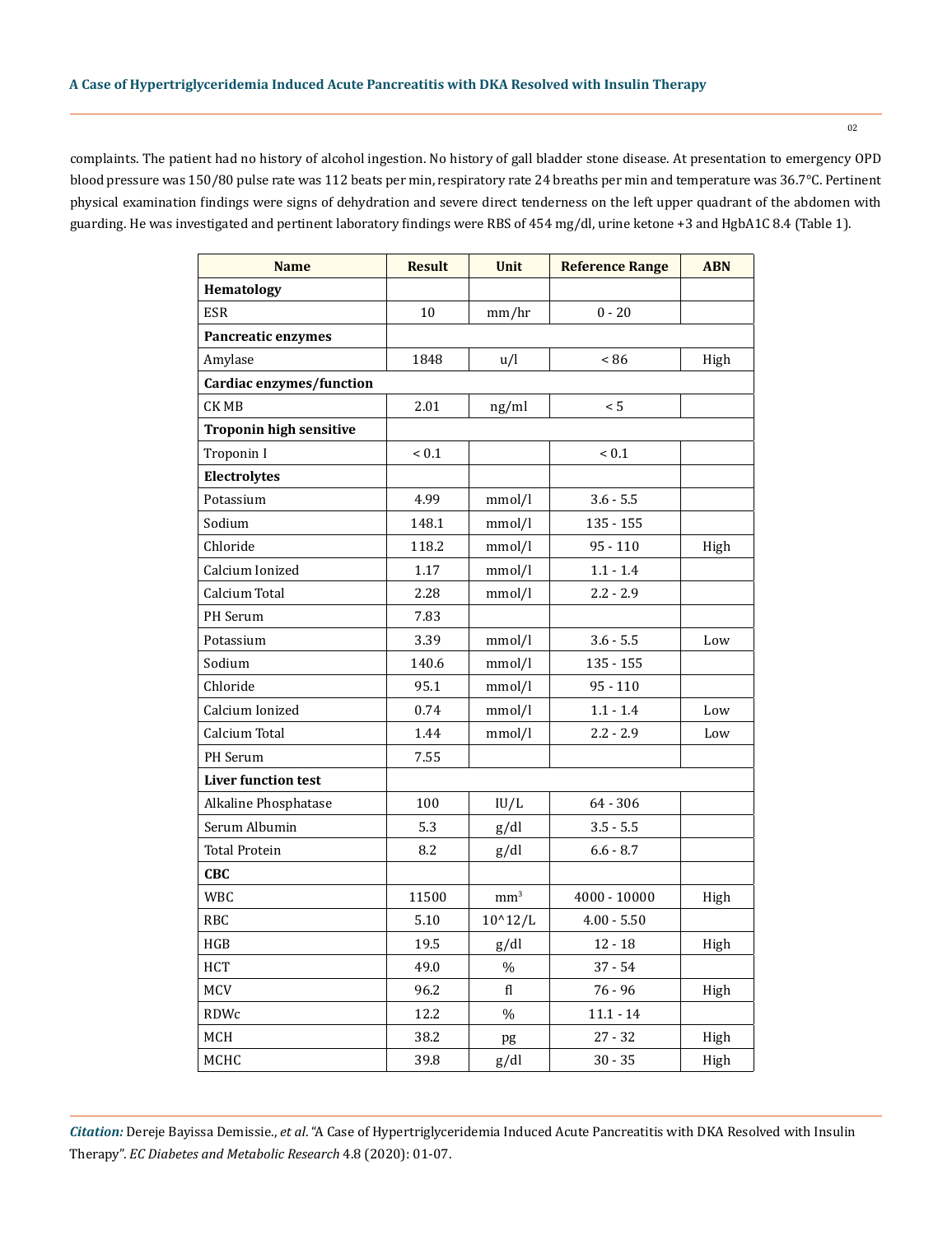complaints. The patient had no history of alcohol ingestion. No history of gall bladder stone disease. At presentation to emergency OPD blood pressure was 150/80 pulse rate was 112 beats per min, respiratory rate 24 breaths per min and temperature was 36.7°C. Pertinent physical examination findings were signs of dehydration and severe direct tenderness on the left upper quadrant of the abdomen with guarding. He was investigated and pertinent laboratory findings were RBS of 454 mg/dl, urine ketone +3 and HgbA1C 8.4 (Table 1).

| Name | Result | Unit | Reference Range | ABN |
|---|---|---|---|---|
| **Hematology** | | | | |
| ESR | 10 | mm/hr | 0 - 20 | |
| **Pancreatic enzymes** | | | | |
| Amylase | 1848 | u/l | < 86 | High |
| **Cardiac enzymes/function** | | | | |
| CK MB | 2.01 | ng/ml | < 5 | |
| **Troponin high sensitive** | | | | |
| Troponin I | < 0.1 | | < 0.1 | |
| **Electrolytes** | | | | |
| Potassium | 4.99 | mmol/l | 3.6 - 5.5 | |
| Sodium | 148.1 | mmol/l | 135 - 155 | |
| Chloride | 118.2 | mmol/l | 95 - 110 | High |
| Calcium Ionized | 1.17 | mmol/l | 1.1 - 1.4 | |
| Calcium Total | 2.28 | mmol/l | 2.2 - 2.9 | |
| PH Serum | 7.83 | | | |
| Potassium | 3.39 | mmol/l | 3.6 - 5.5 | Low |
| Sodium | 140.6 | mmol/l | 135 - 155 | |
| Chloride | 95.1 | mmol/l | 95 - 110 | |
| Calcium Ionized | 0.74 | mmol/l | 1.1 - 1.4 | Low |
| Calcium Total | 1.44 | mmol/l | 2.2 - 2.9 | Low |
| PH Serum | 7.55 | | | |
| **Liver function test** | | | | |
| Alkaline Phosphatase | 100 | IU/L | 64 - 306 | |
| Serum Albumin | 5.3 | g/dl | 3.5 - 5.5 | |
| Total Protein | 8.2 | g/dl | 6.6 - 8.7 | |
| **CBC** | | | | |
| WBC | 11500 | $mm^3$ | 4000 - 10000 | High |
| RBC | 5.10 | 10^12/L | 4.00 - 5.50 | |
| HGB | 19.5 | g/dl | 12 - 18 | High |
| HCT | 49.0 | % | 37 - 54 | |
| MCV | 96.2 | fl | 76 - 96 | High |
| RDWc | 12.2 | % | 11.1 - 14 | |
| MCH | 38.2 | pg | 27 - 32 | High |
| MCHC | 39.8 | g/dl | 30 - 35 | High |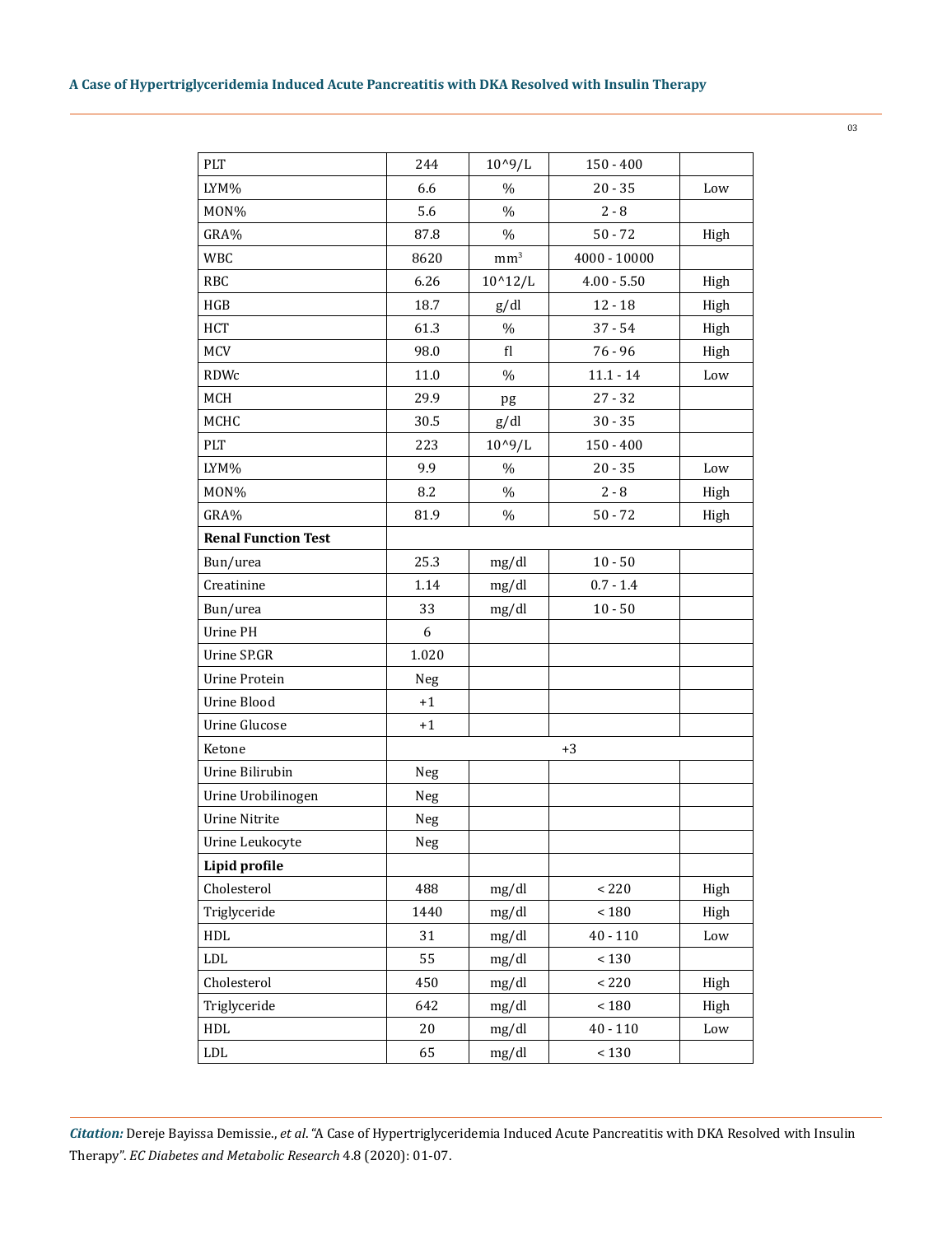| | | | | |
|---|---|---|---|---|
| PLT | 244 | 10^9/L | 150 - 400 | |
| LYM% | 6.6 | % | 20 - 35 | Low |
| MON% | 5.6 | % | 2 - 8 | |
| GRA% | 87.8 | % | 50 - 72 | High |
| WBC | 8620 | $mm^3$ | 4000 - 10000 | |
| RBC | 6.26 | 10^12/L | 4.00 - 5.50 | High |
| HGB | 18.7 | g/dl | 12 - 18 | High |
| HCT | 61.3 | % | 37 - 54 | High |
| MCV | 98.0 | fl | 76 - 96 | High |
| RDWc | 11.0 | % | 11.1 - 14 | Low |
| MCH | 29.9 | pg | 27 - 32 | |
| MCHC | 30.5 | g/dl | 30 - 35 | |
| PLT | 223 | 10^9/L | 150 - 400 | |
| LYM% | 9.9 | % | 20 - 35 | Low |
| MON% | 8.2 | % | 2 - 8 | High |
| GRA% | 81.9 | % | 50 - 72 | High |
| **Renal Function Test** | | | | |
| Bun/urea | 25.3 | mg/dl | 10 - 50 | |
| Creatinine | 1.14 | mg/dl | 0.7 - 1.4 | |
| Bun/urea | 33 | mg/dl | 10 - 50 | |
| Urine PH | 6 | | | |
| Urine SP.GR | 1.020 | | | |
| Urine Protein | Neg | | | |
| Urine Blood | +1 | | | |
| Urine Glucose | +1 | | | |
| Ketone | +3 | | | |
| Urine Bilirubin | Neg | | | |
| Urine Urobilinogen | Neg | | | |
| Urine Nitrite | Neg | | | |
| Urine Leukocyte | Neg | | | |
| **Lipid profile** | | | | |
| Cholesterol | 488 | mg/dl | < 220 | High |
| Triglyceride | 1440 | mg/dl | < 180 | High |
| HDL | 31 | mg/dl | 40 - 110 | Low |
| LDL | 55 | mg/dl | < 130 | |
| Cholesterol | 450 | mg/dl | < 220 | High |
| Triglyceride | 642 | mg/dl | < 180 | High |
| HDL | 20 | mg/dl | 40 - 110 | Low |
| LDL | 65 | mg/dl | < 130 | |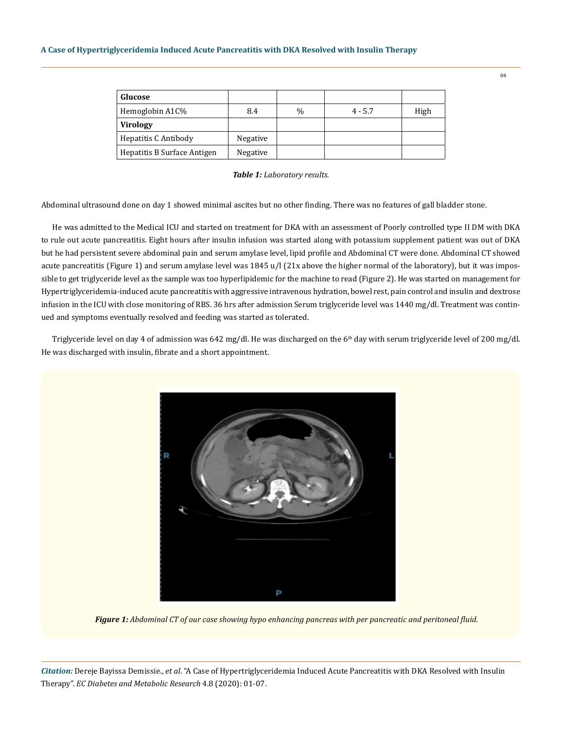| Glucose | | | | |
|---|---|---|---|---|
| Hemoglobin A1C% | 8.4 | % | 4 - 5.7 | High |
| **Virology** | | | | |
| Hepatitis C Antibody | Negative | | | |
| Hepatitis B Surface Antigen | Negative | | | |

***Table 1:** Laboratory results.*

Abdominal ultrasound done on day 1 showed minimal ascites but no other finding. There was no features of gall bladder stone.

He was admitted to the Medical ICU and started on treatment for DKA with an assessment of Poorly controlled type II DM with DKA to rule out acute pancreatitis. Eight hours after insulin infusion was started along with potassium supplement patient was out of DKA but he had persistent severe abdominal pain and serum amylase level, lipid profile and Abdominal CT were done. Abdominal CT showed acute pancreatitis (Figure 1) and serum amylase level was 1845 u/l (21x above the higher normal of the laboratory), but it was impossible to get triglyceride level as the sample was too hyperlipidemic for the machine to read (Figure 2). He was started on management for Hypertriglyceridemia-induced acute pancreatitis with aggressive intravenous hydration, bowel rest, pain control and insulin and dextrose infusion in the ICU with close monitoring of RBS. 36 hrs after admission Serum triglyceride level was 1440 mg/dl. Treatment was continued and symptoms eventually resolved and feeding was started as tolerated.

Triglyceride level on day 4 of admission was 642 mg/dl. He was discharged on the 6th day with serum triglyceride level of 200 mg/dl. He was discharged with insulin, fibrate and a short appointment.

***Figure 1:** Abdominal CT of our case showing hypo enhancing pancreas with per pancreatic and peritoneal fluid.*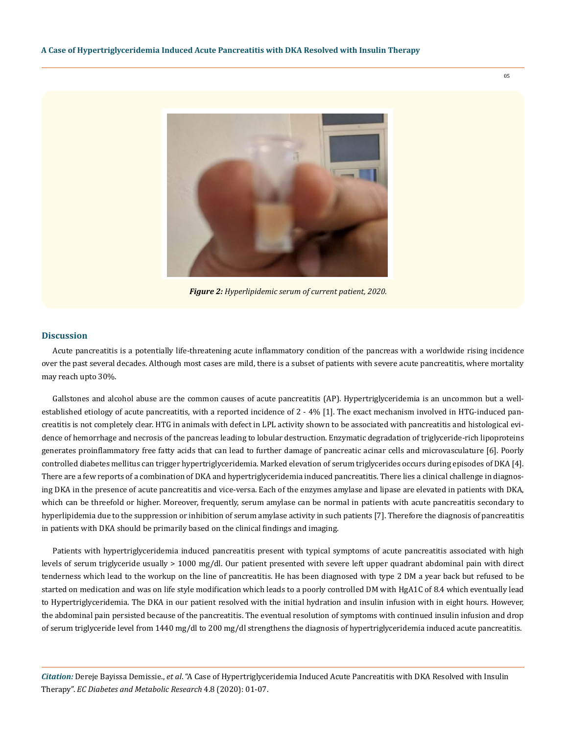*Figure 2: Hyperlipidemic serum of current patient, 2020.*

## Discussion

Acute pancreatitis is a potentially life-threatening acute inflammatory condition of the pancreas with a worldwide rising incidence over the past several decades. Although most cases are mild, there is a subset of patients with severe acute pancreatitis, where mortality may reach upto 30%.

Gallstones and alcohol abuse are the common causes of acute pancreatitis (AP). Hypertriglyceridemia is an uncommon but a well-established etiology of acute pancreatitis, with a reported incidence of 2 - 4% [1]. The exact mechanism involved in HTG-induced pancreatitis is not completely clear. HTG in animals with defect in LPL activity shown to be associated with pancreatitis and histological evidence of hemorrhage and necrosis of the pancreas leading to lobular destruction. Enzymatic degradation of triglyceride-rich lipoproteins generates proinflammatory free fatty acids that can lead to further damage of pancreatic acinar cells and microvasculature [6]. Poorly controlled diabetes mellitus can trigger hypertriglyceridemia. Marked elevation of serum triglycerides occurs during episodes of DKA [4]. There are a few reports of a combination of DKA and hypertriglyceridemia induced pancreatitis. There lies a clinical challenge in diagnosing DKA in the presence of acute pancreatitis and vice-versa. Each of the enzymes amylase and lipase are elevated in patients with DKA, which can be threefold or higher. Moreover, frequently, serum amylase can be normal in patients with acute pancreatitis secondary to hyperlipidemia due to the suppression or inhibition of serum amylase activity in such patients [7]. Therefore the diagnosis of pancreatitis in patients with DKA should be primarily based on the clinical findings and imaging.

Patients with hypertriglyceridemia induced pancreatitis present with typical symptoms of acute pancreatitis associated with high levels of serum triglyceride usually > 1000 mg/dl. Our patient presented with severe left upper quadrant abdominal pain with direct tenderness which lead to the workup on the line of pancreatitis. He has been diagnosed with type 2 DM a year back but refused to be started on medication and was on life style modification which leads to a poorly controlled DM with HgA1C of 8.4 which eventually lead to Hypertriglyceridemia. The DKA in our patient resolved with the initial hydration and insulin infusion with in eight hours. However, the abdominal pain persisted because of the pancreatitis. The eventual resolution of symptoms with continued insulin infusion and drop of serum triglyceride level from 1440 mg/dl to 200 mg/dl strengthens the diagnosis of hypertriglyceridemia induced acute pancreatitis.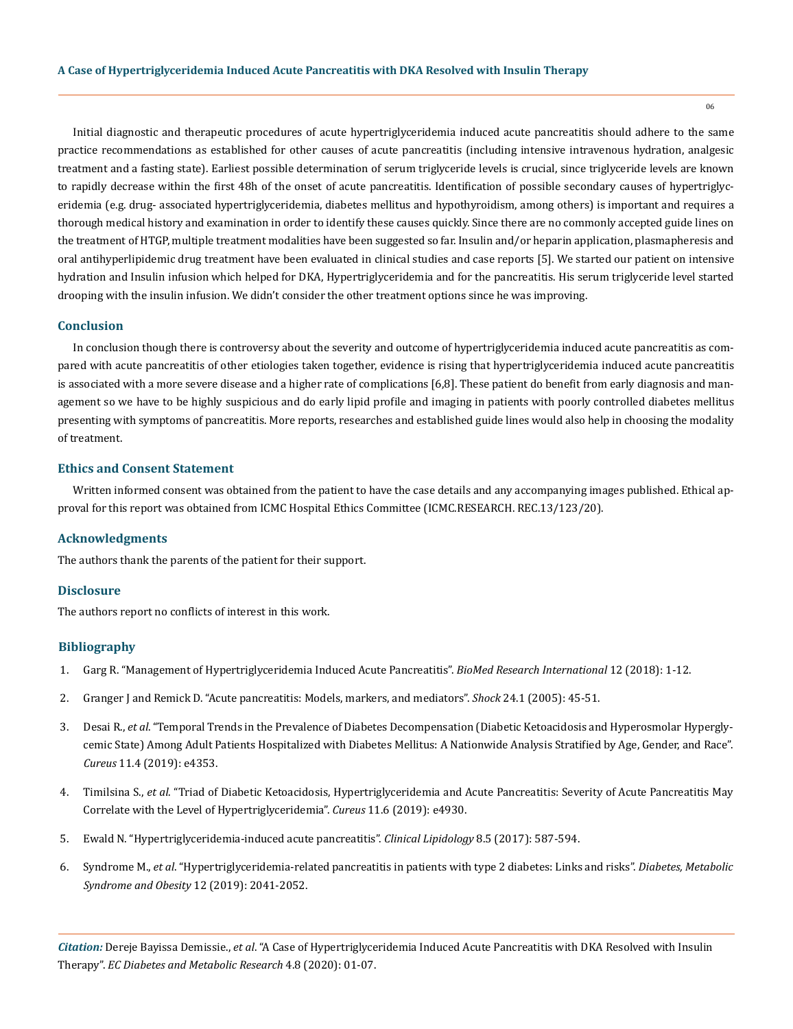Initial diagnostic and therapeutic procedures of acute hypertriglyceridemia induced acute pancreatitis should adhere to the same practice recommendations as established for other causes of acute pancreatitis (including intensive intravenous hydration, analgesic treatment and a fasting state). Earliest possible determination of serum triglyceride levels is crucial, since triglyceride levels are known to rapidly decrease within the first 48h of the onset of acute pancreatitis. Identification of possible secondary causes of hypertriglyceridemia (e.g. drug- associated hypertriglyceridemia, diabetes mellitus and hypothyroidism, among others) is important and requires a thorough medical history and examination in order to identify these causes quickly. Since there are no commonly accepted guide lines on the treatment of HTGP, multiple treatment modalities have been suggested so far. Insulin and/or heparin application, plasmapheresis and oral antihyperlipidemic drug treatment have been evaluated in clinical studies and case reports [5]. We started our patient on intensive hydration and Insulin infusion which helped for DKA, Hypertriglyceridemia and for the pancreatitis. His serum triglyceride level started drooping with the insulin infusion. We didn't consider the other treatment options since he was improving.

## Conclusion

In conclusion though there is controversy about the severity and outcome of hypertriglyceridemia induced acute pancreatitis as compared with acute pancreatitis of other etiologies taken together, evidence is rising that hypertriglyceridemia induced acute pancreatitis is associated with a more severe disease and a higher rate of complications [6,8]. These patient do benefit from early diagnosis and management so we have to be highly suspicious and do early lipid profile and imaging in patients with poorly controlled diabetes mellitus presenting with symptoms of pancreatitis. More reports, researches and established guide lines would also help in choosing the modality of treatment.

## Ethics and Consent Statement

Written informed consent was obtained from the patient to have the case details and any accompanying images published. Ethical approval for this report was obtained from ICMC Hospital Ethics Committee (ICMC.RESEARCH. REC.13/123/20).

## Acknowledgments

The authors thank the parents of the patient for their support.

## Disclosure

The authors report no conflicts of interest in this work.

## Bibliography

1. Garg R. "Management of Hypertriglyceridemia Induced Acute Pancreatitis". *BioMed Research International* 12 (2018): 1-12.
2. Granger J and Remick D. "Acute pancreatitis: Models, markers, and mediators". *Shock* 24.1 (2005): 45-51.
3. Desai R., *et al*. "Temporal Trends in the Prevalence of Diabetes Decompensation (Diabetic Ketoacidosis and Hyperosmolar Hyperglycemic State) Among Adult Patients Hospitalized with Diabetes Mellitus: A Nationwide Analysis Stratified by Age, Gender, and Race". *Cureus* 11.4 (2019): e4353.
4. Timilsina S., *et al*. "Triad of Diabetic Ketoacidosis, Hypertriglyceridemia and Acute Pancreatitis: Severity of Acute Pancreatitis May Correlate with the Level of Hypertriglyceridemia". *Cureus* 11.6 (2019): e4930.
5. Ewald N. "Hypertriglyceridemia-induced acute pancreatitis". *Clinical Lipidology* 8.5 (2017): 587-594.
6. Syndrome M., *et al*. "Hypertriglyceridemia-related pancreatitis in patients with type 2 diabetes: Links and risks". *Diabetes, Metabolic Syndrome and Obesity* 12 (2019): 2041-2052.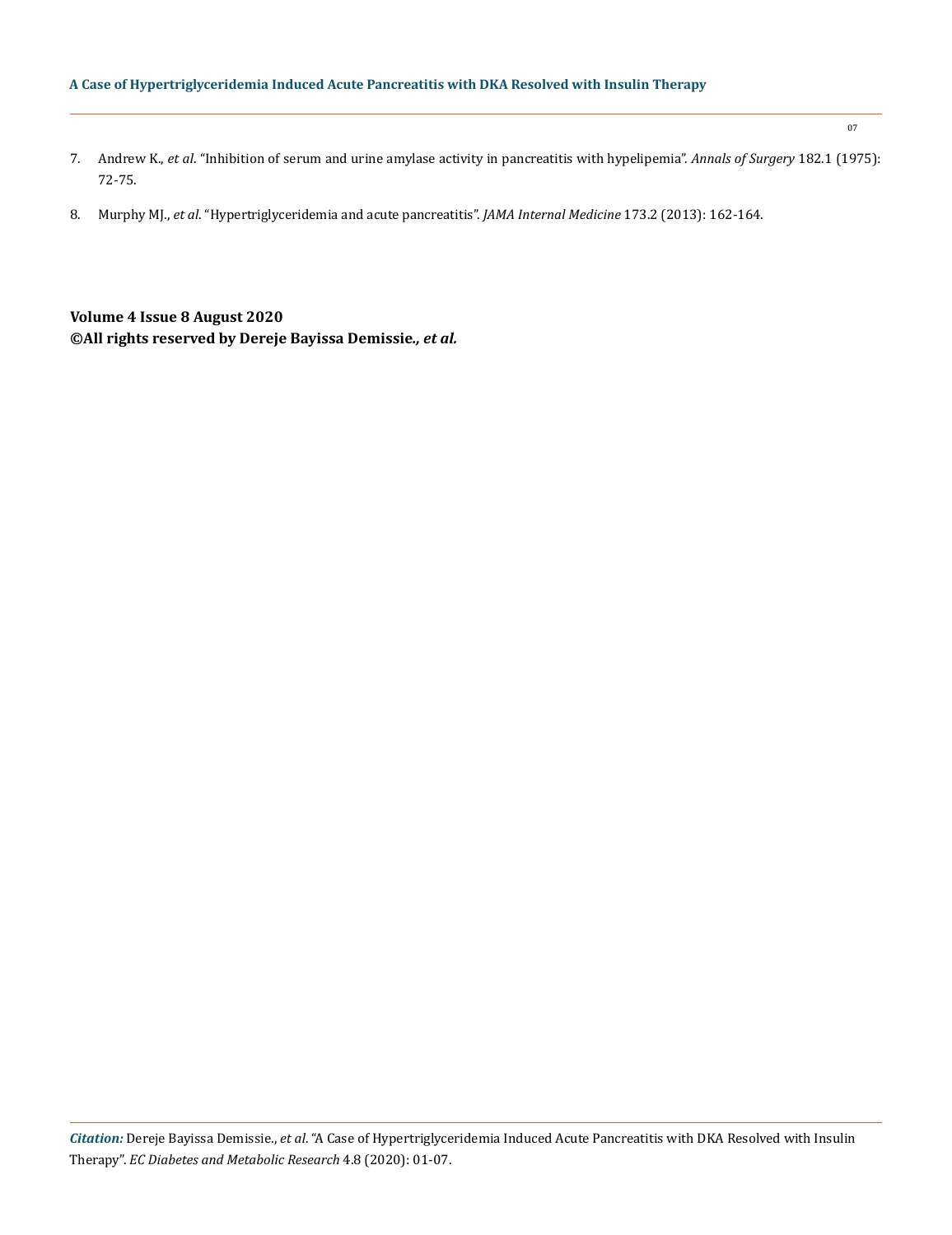7. Andrew K., *et al*. "Inhibition of serum and urine amylase activity in pancreatitis with hypelipemia". *Annals of Surgery* 182.1 (1975): 72-75.

8. Murphy MJ., *et al*. "Hypertriglyceridemia and acute pancreatitis". *JAMA Internal Medicine* 173.2 (2013): 162-164.

**Volume 4 Issue 8 August 2020**
**©All rights reserved by Dereje Bayissa Demissie*., et al.***